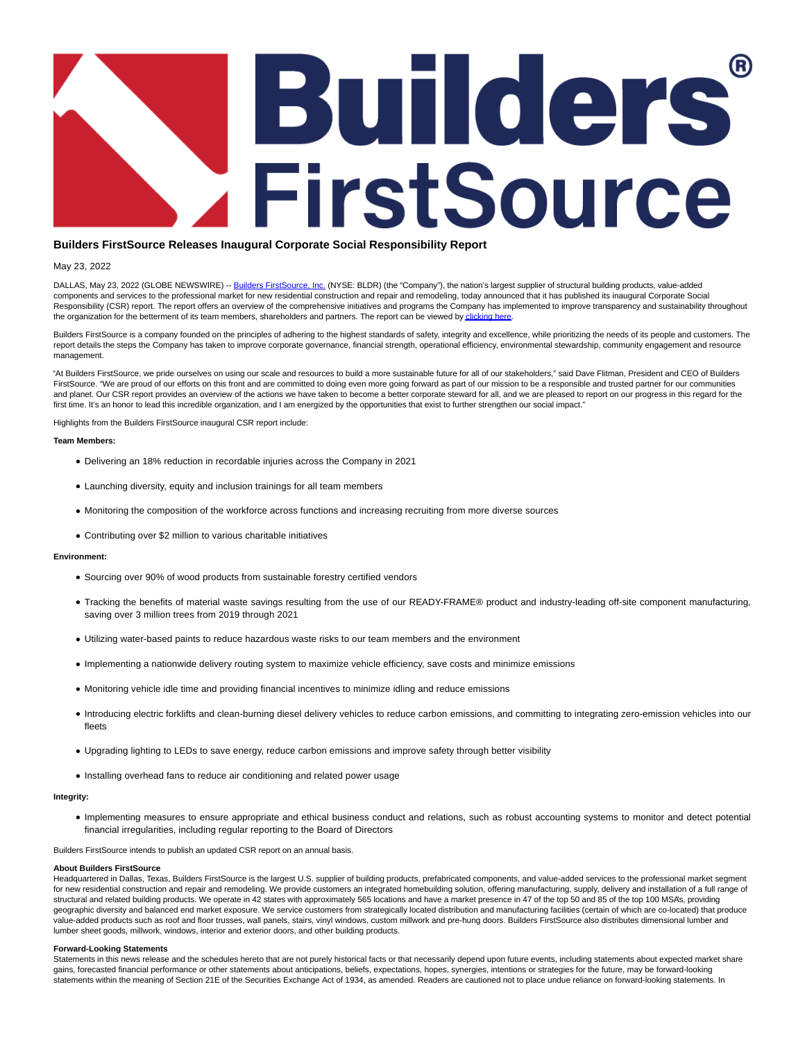# Builders FirstSource Releases Inaugural Corporate Social Responsibility Report

May 23, 2022

DALLAS, May 23, 2022 (GLOBE NEWSWIRE) -- Builders FirstSource, Inc. (NYSE: BLDR) (the "Company"), the nation's largest supplier of structural building products, value-added components and services to the professional market for new residential construction and repair and remodeling, today announced that it has published its inaugural Corporate Social Responsibility (CSR) report. The report offers an overview of the comprehensive initiatives and programs the Company has implemented to improve transparency and sustainability throughout the organization for the betterment of its team members, shareholders and partners. The report can be viewed by clicking here.

Builders FirstSource is a company founded on the principles of adhering to the highest standards of safety, integrity and excellence, while prioritizing the needs of its people and customers. The report details the steps the Company has taken to improve corporate governance, financial strength, operational efficiency, environmental stewardship, community engagement and resource management.

"At Builders FirstSource, we pride ourselves on using our scale and resources to build a more sustainable future for all of our stakeholders," said Dave Flitman, President and CEO of Builders FirstSource. "We are proud of our efforts on this front and are committed to doing even more going forward as part of our mission to be a responsible and trusted partner for our communities and planet. Our CSR report provides an overview of the actions we have taken to become a better corporate steward for all, and we are pleased to report on our progress in this regard for the first time. It's an honor to lead this incredible organization, and I am energized by the opportunities that exist to further strengthen our social impact."

Highlights from the Builders FirstSource inaugural CSR report include:

**Team Members:**

- Delivering an 18% reduction in recordable injuries across the Company in 2021
- Launching diversity, equity and inclusion trainings for all team members
- Monitoring the composition of the workforce across functions and increasing recruiting from more diverse sources
- Contributing over $2 million to various charitable initiatives

**Environment:**

- Sourcing over 90% of wood products from sustainable forestry certified vendors
- Tracking the benefits of material waste savings resulting from the use of our READY-FRAME® product and industry-leading off-site component manufacturing, saving over 3 million trees from 2019 through 2021
- Utilizing water-based paints to reduce hazardous waste risks to our team members and the environment
- Implementing a nationwide delivery routing system to maximize vehicle efficiency, save costs and minimize emissions
- Monitoring vehicle idle time and providing financial incentives to minimize idling and reduce emissions
- Introducing electric forklifts and clean-burning diesel delivery vehicles to reduce carbon emissions, and committing to integrating zero-emission vehicles into our fleets
- Upgrading lighting to LEDs to save energy, reduce carbon emissions and improve safety through better visibility
- Installing overhead fans to reduce air conditioning and related power usage

**Integrity:**

- Implementing measures to ensure appropriate and ethical business conduct and relations, such as robust accounting systems to monitor and detect potential financial irregularities, including regular reporting to the Board of Directors

Builders FirstSource intends to publish an updated CSR report on an annual basis.

**About Builders FirstSource**

Headquartered in Dallas, Texas, Builders FirstSource is the largest U.S. supplier of building products, prefabricated components, and value-added services to the professional market segment for new residential construction and repair and remodeling. We provide customers an integrated homebuilding solution, offering manufacturing, supply, delivery and installation of a full range of structural and related building products. We operate in 42 states with approximately 565 locations and have a market presence in 47 of the top 50 and 85 of the top 100 MSAs, providing geographic diversity and balanced end market exposure. We service customers from strategically located distribution and manufacturing facilities (certain of which are co-located) that produce value-added products such as roof and floor trusses, wall panels, stairs, vinyl windows, custom millwork and pre-hung doors. Builders FirstSource also distributes dimensional lumber and lumber sheet goods, millwork, windows, interior and exterior doors, and other building products.

**Forward-Looking Statements**

Statements in this news release and the schedules hereto that are not purely historical facts or that necessarily depend upon future events, including statements about expected market share gains, forecasted financial performance or other statements about anticipations, beliefs, expectations, hopes, synergies, intentions or strategies for the future, may be forward-looking statements within the meaning of Section 21E of the Securities Exchange Act of 1934, as amended. Readers are cautioned not to place undue reliance on forward-looking statements. In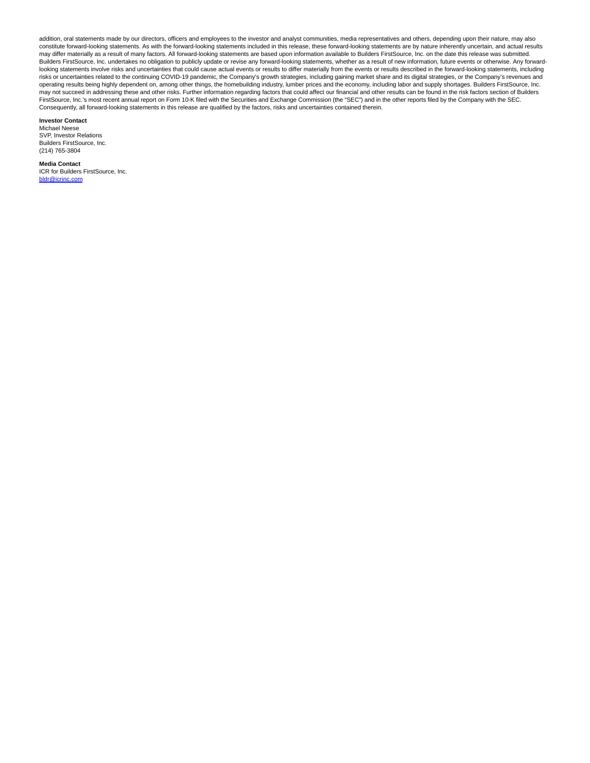addition, oral statements made by our directors, officers and employees to the investor and analyst communities, media representatives and others, depending upon their nature, may also constitute forward-looking statements. As with the forward-looking statements included in this release, these forward-looking statements are by nature inherently uncertain, and actual results may differ materially as a result of many factors. All forward-looking statements are based upon information available to Builders FirstSource, Inc. on the date this release was submitted. Builders FirstSource, Inc. undertakes no obligation to publicly update or revise any forward-looking statements, whether as a result of new information, future events or otherwise. Any forward-looking statements involve risks and uncertainties that could cause actual events or results to differ materially from the events or results described in the forward-looking statements, including risks or uncertainties related to the continuing COVID-19 pandemic, the Company's growth strategies, including gaining market share and its digital strategies, or the Company's revenues and operating results being highly dependent on, among other things, the homebuilding industry, lumber prices and the economy, including labor and supply shortages. Builders FirstSource, Inc. may not succeed in addressing these and other risks. Further information regarding factors that could affect our financial and other results can be found in the risk factors section of Builders FirstSource, Inc.'s most recent annual report on Form 10-K filed with the Securities and Exchange Commission (the "SEC") and in the other reports filed by the Company with the SEC. Consequently, all forward-looking statements in this release are qualified by the factors, risks and uncertainties contained therein.

**Investor Contact**
Michael Neese
SVP, Investor Relations
Builders FirstSource, Inc.
(214) 765-3804

**Media Contact**
ICR for Builders FirstSource, Inc.
bldr@icrinc.com